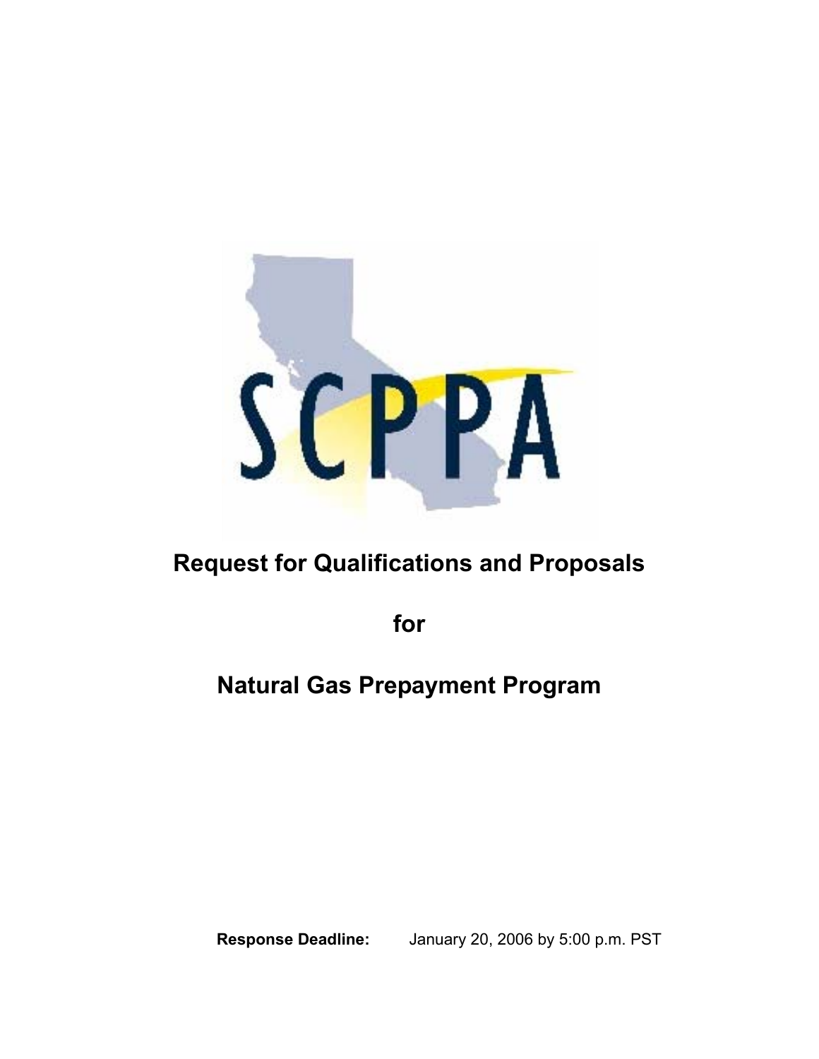SCPPA

# Request for Qualifications and Proposals

# for

# Natural Gas Prepayment Program

**Response Deadline:** January 20, 2006 by 5:00 p.m. PST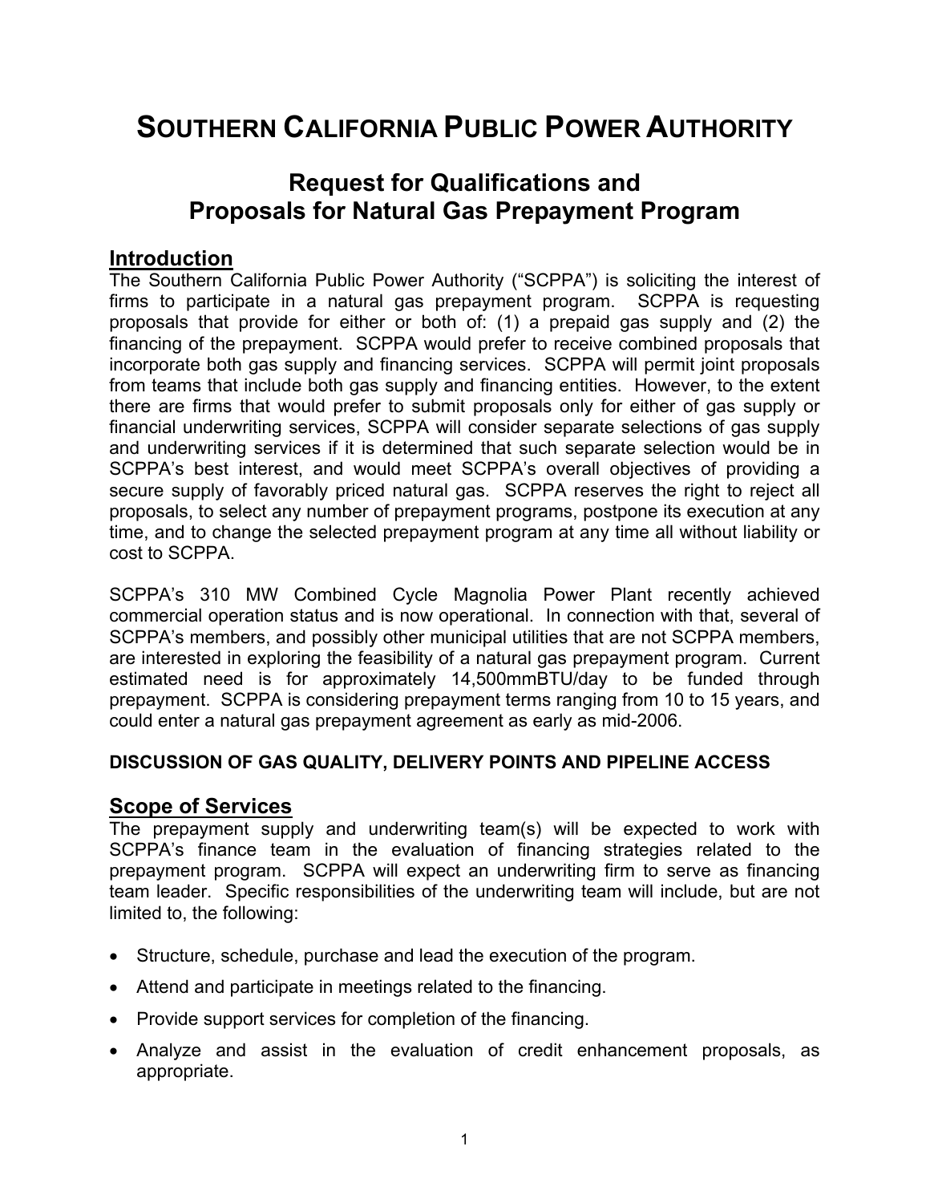# Southern California Public Power Authority

## Request for Qualifications and Proposals for Natural Gas Prepayment Program

## Introduction

The Southern California Public Power Authority ("SCPPA") is soliciting the interest of firms to participate in a natural gas prepayment program. SCPPA is requesting proposals that provide for either or both of: (1) a prepaid gas supply and (2) the financing of the prepayment. SCPPA would prefer to receive combined proposals that incorporate both gas supply and financing services. SCPPA will permit joint proposals from teams that include both gas supply and financing entities. However, to the extent there are firms that would prefer to submit proposals only for either of gas supply or financial underwriting services, SCPPA will consider separate selections of gas supply and underwriting services if it is determined that such separate selection would be in SCPPA's best interest, and would meet SCPPA's overall objectives of providing a secure supply of favorably priced natural gas. SCPPA reserves the right to reject all proposals, to select any number of prepayment programs, postpone its execution at any time, and to change the selected prepayment program at any time all without liability or cost to SCPPA.

SCPPA's 310 MW Combined Cycle Magnolia Power Plant recently achieved commercial operation status and is now operational. In connection with that, several of SCPPA's members, and possibly other municipal utilities that are not SCPPA members, are interested in exploring the feasibility of a natural gas prepayment program. Current estimated need is for approximately 14,500mmBTU/day to be funded through prepayment. SCPPA is considering prepayment terms ranging from 10 to 15 years, and could enter a natural gas prepayment agreement as early as mid-2006.

**DISCUSSION OF GAS QUALITY, DELIVERY POINTS AND PIPELINE ACCESS**

## Scope of Services

The prepayment supply and underwriting team(s) will be expected to work with SCPPA's finance team in the evaluation of financing strategies related to the prepayment program. SCPPA will expect an underwriting firm to serve as financing team leader. Specific responsibilities of the underwriting team will include, but are not limited to, the following:

- Structure, schedule, purchase and lead the execution of the program.
- Attend and participate in meetings related to the financing.
- Provide support services for completion of the financing.
- Analyze and assist in the evaluation of credit enhancement proposals, as appropriate.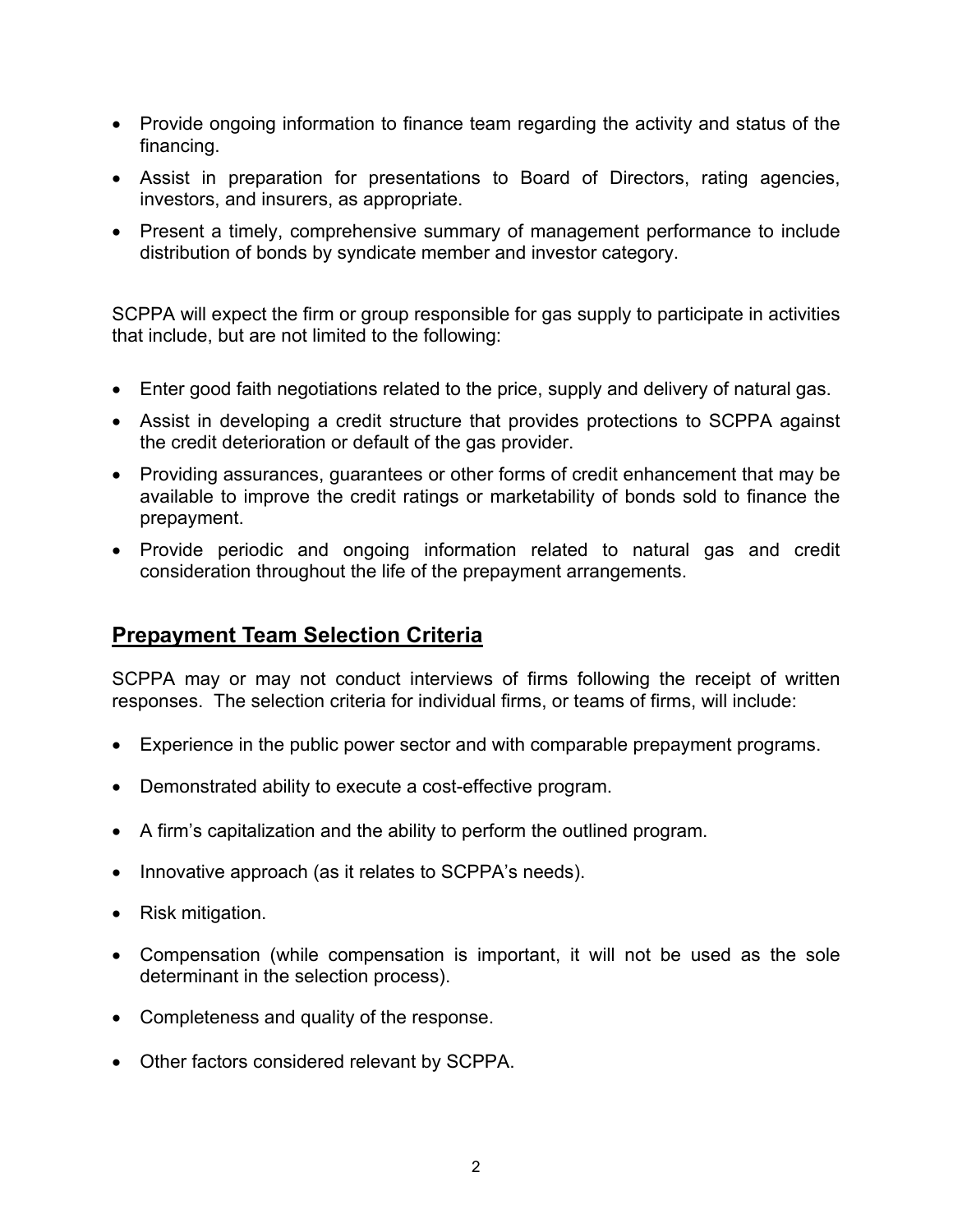- Provide ongoing information to finance team regarding the activity and status of the financing.
- Assist in preparation for presentations to Board of Directors, rating agencies, investors, and insurers, as appropriate.
- Present a timely, comprehensive summary of management performance to include distribution of bonds by syndicate member and investor category.

SCPPA will expect the firm or group responsible for gas supply to participate in activities that include, but are not limited to the following:

- Enter good faith negotiations related to the price, supply and delivery of natural gas.
- Assist in developing a credit structure that provides protections to SCPPA against the credit deterioration or default of the gas provider.
- Providing assurances, guarantees or other forms of credit enhancement that may be available to improve the credit ratings or marketability of bonds sold to finance the prepayment.
- Provide periodic and ongoing information related to natural gas and credit consideration throughout the life of the prepayment arrangements.

## Prepayment Team Selection Criteria

SCPPA may or may not conduct interviews of firms following the receipt of written responses. The selection criteria for individual firms, or teams of firms, will include:

- Experience in the public power sector and with comparable prepayment programs.
- Demonstrated ability to execute a cost-effective program.
- A firm's capitalization and the ability to perform the outlined program.
- Innovative approach (as it relates to SCPPA's needs).
- Risk mitigation.
- Compensation (while compensation is important, it will not be used as the sole determinant in the selection process).
- Completeness and quality of the response.
- Other factors considered relevant by SCPPA.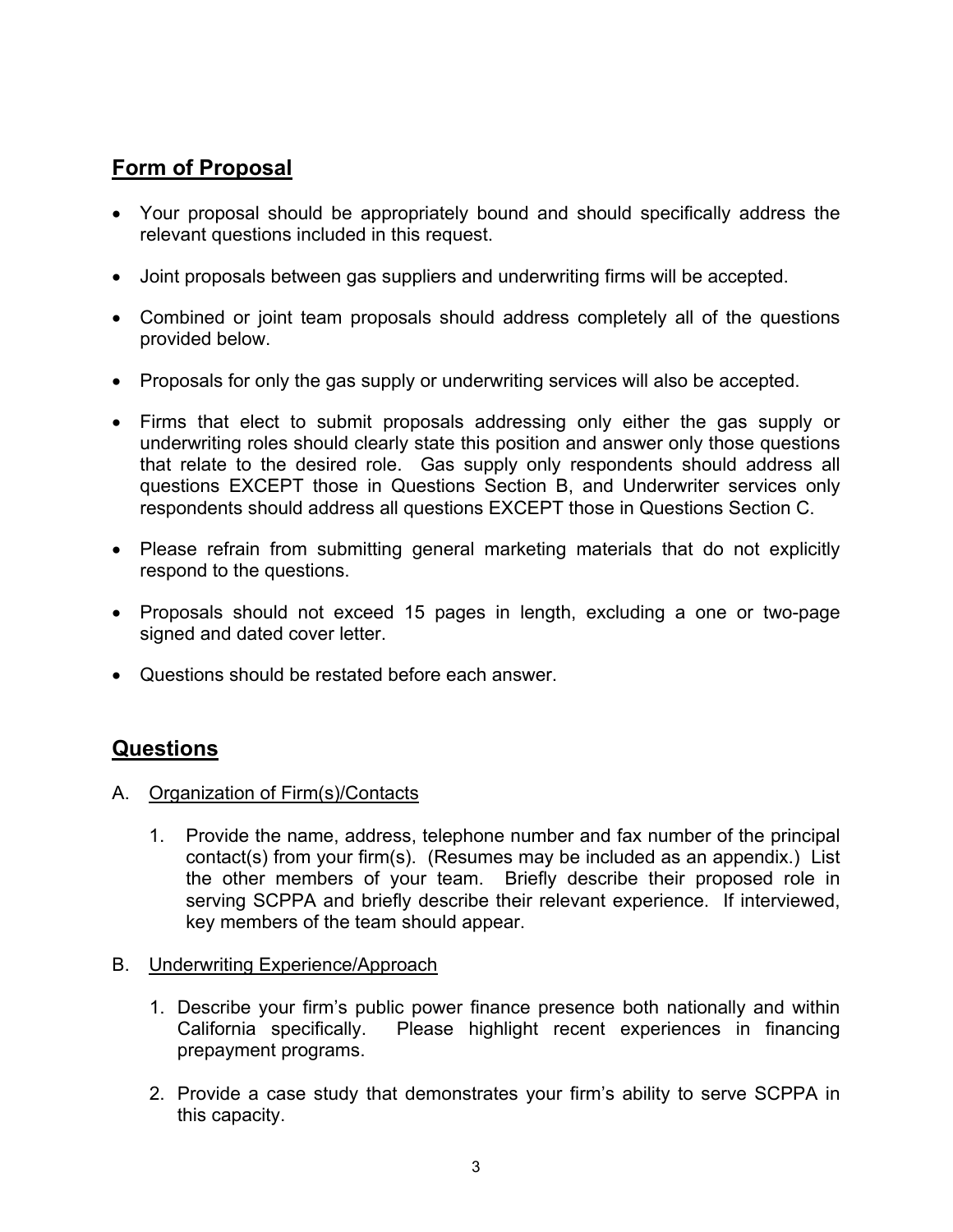## Form of Proposal

- Your proposal should be appropriately bound and should specifically address the relevant questions included in this request.
- Joint proposals between gas suppliers and underwriting firms will be accepted.
- Combined or joint team proposals should address completely all of the questions provided below.
- Proposals for only the gas supply or underwriting services will also be accepted.
- Firms that elect to submit proposals addressing only either the gas supply or underwriting roles should clearly state this position and answer only those questions that relate to the desired role. Gas supply only respondents should address all questions EXCEPT those in Questions Section B, and Underwriter services only respondents should address all questions EXCEPT those in Questions Section C.
- Please refrain from submitting general marketing materials that do not explicitly respond to the questions.
- Proposals should not exceed 15 pages in length, excluding a one or two-page signed and dated cover letter.
- Questions should be restated before each answer.

## Questions

A. Organization of Firm(s)/Contacts

1. Provide the name, address, telephone number and fax number of the principal contact(s) from your firm(s). (Resumes may be included as an appendix.) List the other members of your team. Briefly describe their proposed role in serving SCPPA and briefly describe their relevant experience. If interviewed, key members of the team should appear.

B. Underwriting Experience/Approach

1. Describe your firm's public power finance presence both nationally and within California specifically. Please highlight recent experiences in financing prepayment programs.
2. Provide a case study that demonstrates your firm's ability to serve SCPPA in this capacity.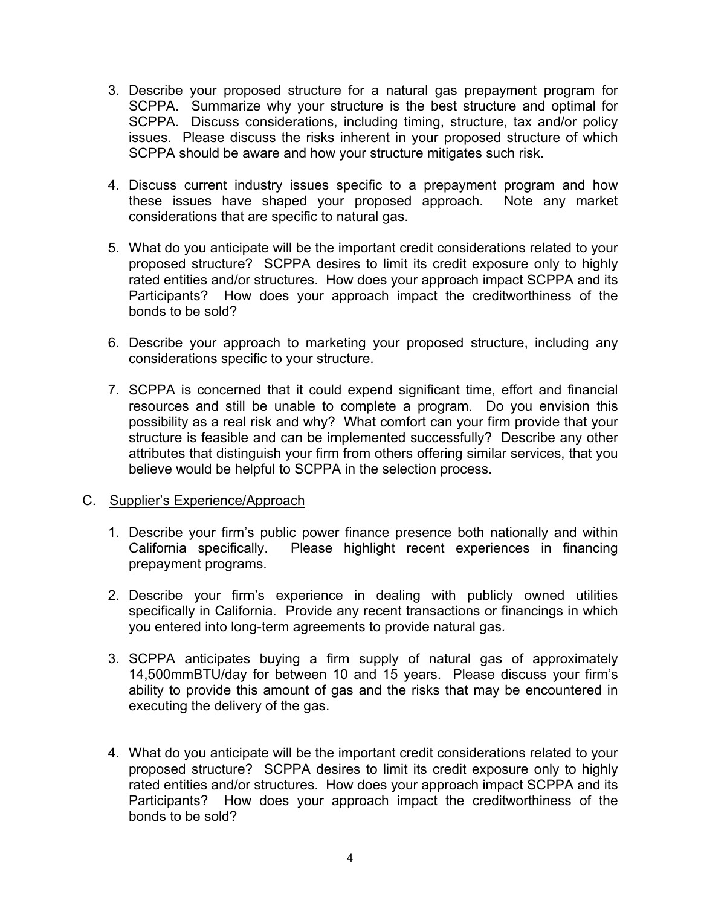3. Describe your proposed structure for a natural gas prepayment program for SCPPA. Summarize why your structure is the best structure and optimal for SCPPA. Discuss considerations, including timing, structure, tax and/or policy issues. Please discuss the risks inherent in your proposed structure of which SCPPA should be aware and how your structure mitigates such risk.

4. Discuss current industry issues specific to a prepayment program and how these issues have shaped your proposed approach. Note any market considerations that are specific to natural gas.

5. What do you anticipate will be the important credit considerations related to your proposed structure? SCPPA desires to limit its credit exposure only to highly rated entities and/or structures. How does your approach impact SCPPA and its Participants? How does your approach impact the creditworthiness of the bonds to be sold?

6. Describe your approach to marketing your proposed structure, including any considerations specific to your structure.

7. SCPPA is concerned that it could expend significant time, effort and financial resources and still be unable to complete a program. Do you envision this possibility as a real risk and why? What comfort can your firm provide that your structure is feasible and can be implemented successfully? Describe any other attributes that distinguish your firm from others offering similar services, that you believe would be helpful to SCPPA in the selection process.

C. <u>Supplier's Experience/Approach</u>

1. Describe your firm's public power finance presence both nationally and within California specifically. Please highlight recent experiences in financing prepayment programs.

2. Describe your firm's experience in dealing with publicly owned utilities specifically in California. Provide any recent transactions or financings in which you entered into long-term agreements to provide natural gas.

3. SCPPA anticipates buying a firm supply of natural gas of approximately 14,500mmBTU/day for between 10 and 15 years. Please discuss your firm's ability to provide this amount of gas and the risks that may be encountered in executing the delivery of the gas.

4. What do you anticipate will be the important credit considerations related to your proposed structure? SCPPA desires to limit its credit exposure only to highly rated entities and/or structures. How does your approach impact SCPPA and its Participants? How does your approach impact the creditworthiness of the bonds to be sold?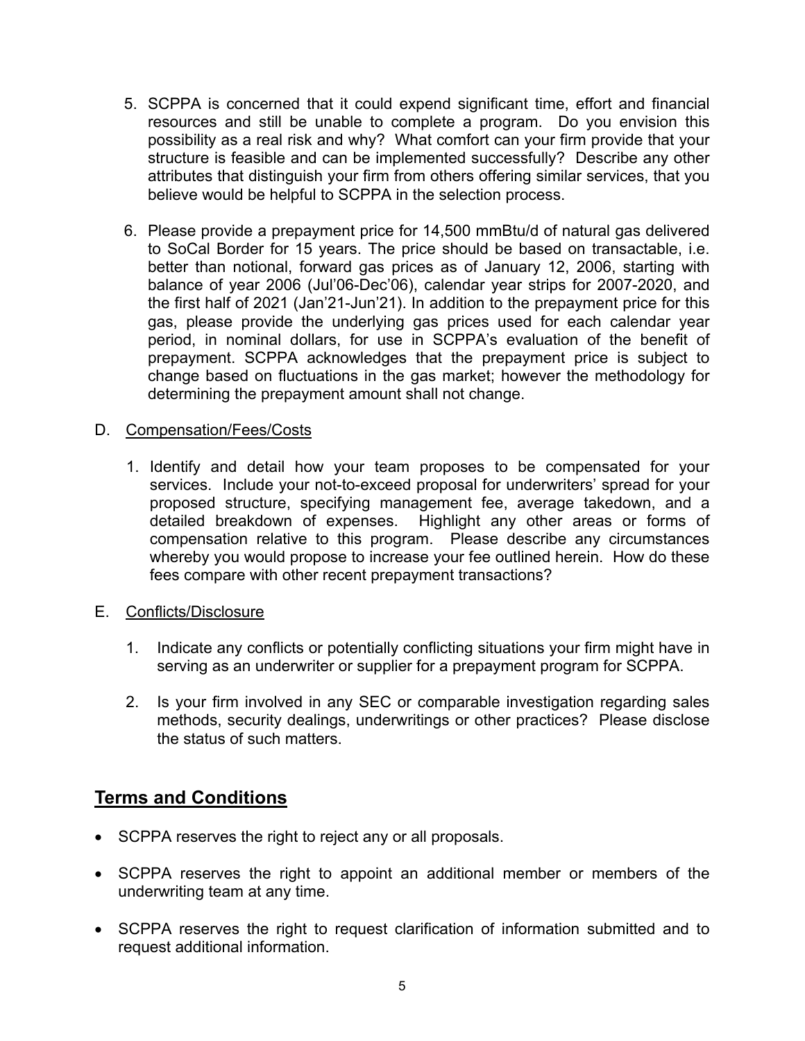5. SCPPA is concerned that it could expend significant time, effort and financial resources and still be unable to complete a program. Do you envision this possibility as a real risk and why? What comfort can your firm provide that your structure is feasible and can be implemented successfully? Describe any other attributes that distinguish your firm from others offering similar services, that you believe would be helpful to SCPPA in the selection process.

6. Please provide a prepayment price for 14,500 mmBtu/d of natural gas delivered to SoCal Border for 15 years. The price should be based on transactable, i.e. better than notional, forward gas prices as of January 12, 2006, starting with balance of year 2006 (Jul'06-Dec'06), calendar year strips for 2007-2020, and the first half of 2021 (Jan'21-Jun'21). In addition to the prepayment price for this gas, please provide the underlying gas prices used for each calendar year period, in nominal dollars, for use in SCPPA's evaluation of the benefit of prepayment. SCPPA acknowledges that the prepayment price is subject to change based on fluctuations in the gas market; however the methodology for determining the prepayment amount shall not change.

D. <u>Compensation/Fees/Costs</u>

1. Identify and detail how your team proposes to be compensated for your services. Include your not-to-exceed proposal for underwriters' spread for your proposed structure, specifying management fee, average takedown, and a detailed breakdown of expenses. Highlight any other areas or forms of compensation relative to this program. Please describe any circumstances whereby you would propose to increase your fee outlined herein. How do these fees compare with other recent prepayment transactions?

E. <u>Conflicts/Disclosure</u>

1. Indicate any conflicts or potentially conflicting situations your firm might have in serving as an underwriter or supplier for a prepayment program for SCPPA.

2. Is your firm involved in any SEC or comparable investigation regarding sales methods, security dealings, underwritings or other practices? Please disclose the status of such matters.

## **<u>Terms and Conditions</u>**

- SCPPA reserves the right to reject any or all proposals.
- SCPPA reserves the right to appoint an additional member or members of the underwriting team at any time.
- SCPPA reserves the right to request clarification of information submitted and to request additional information.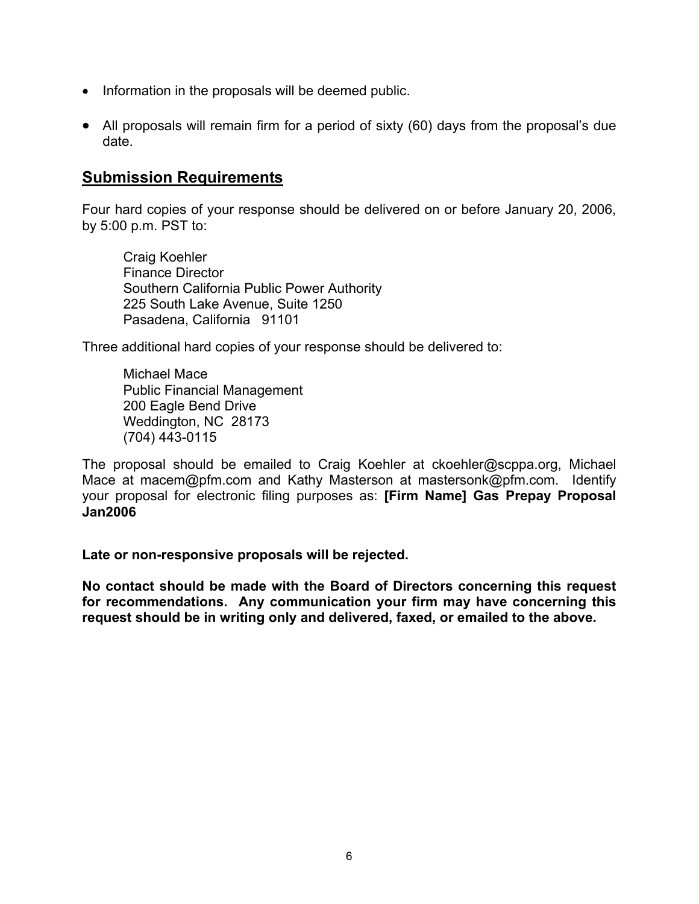- Information in the proposals will be deemed public.
- All proposals will remain firm for a period of sixty (60) days from the proposal's due date.

## Submission Requirements

Four hard copies of your response should be delivered on or before January 20, 2006, by 5:00 p.m. PST to:

Craig Koehler
Finance Director
Southern California Public Power Authority
225 South Lake Avenue, Suite 1250
Pasadena, California 91101

Three additional hard copies of your response should be delivered to:

Michael Mace
Public Financial Management
200 Eagle Bend Drive
Weddington, NC 28173
(704) 443-0115

The proposal should be emailed to Craig Koehler at ckoehler@scppa.org, Michael Mace at macem@pfm.com and Kathy Masterson at mastersonk@pfm.com. Identify your proposal for electronic filing purposes as: **[Firm Name] Gas Prepay Proposal Jan2006**

**Late or non-responsive proposals will be rejected.**

**No contact should be made with the Board of Directors concerning this request for recommendations. Any communication your firm may have concerning this request should be in writing only and delivered, faxed, or emailed to the above.**